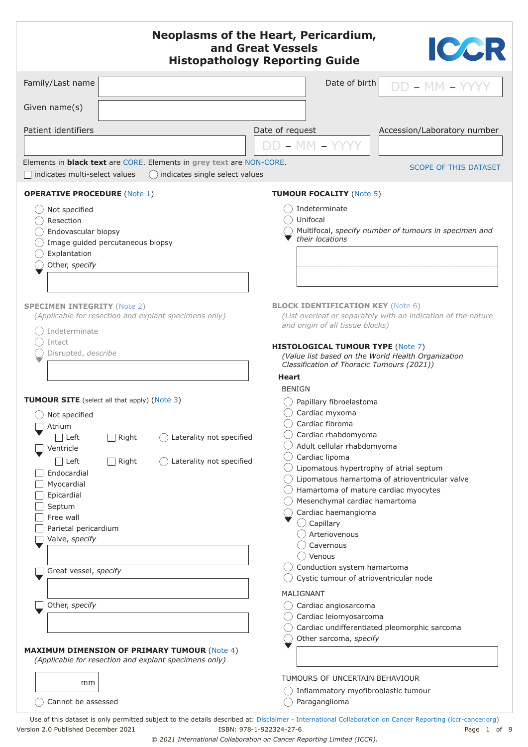# Neoplasms of the Heart, Pericardium, and Great Vessels Histopathology Reporting Guide

ICCR

Family/Last name

Given name(s)

Date of birth DD – MM – YYYY

Patient identifiers

Date of request DD – MM – YYYY

Accession/Laboratory number

Elements in **black text** are CORE. Elements in grey text are NON-CORE.

SCOPE OF THIS DATASET

☐ indicates multi-select values ○ indicates single select values

## OPERATIVE PROCEDURE (Note 1)

- ○ Not specified
- ○ Resection
- ○ Endovascular biopsy
- ○ Image guided percutaneous biopsy
- ○ Explantation
- ○ Other, *specify*

## SPECIMEN INTEGRITY (Note 2)

*(Applicable for resection and explant specimens only)*

- ○ Indeterminate
- ○ Intact
- ○ Disrupted, *describe*

## TUMOUR SITE (select all that apply) (Note 3)

- ○ Not specified
- ☐ Atrium
  - ☐ Left ☐ Right ○ Laterality not specified
- ☐ Ventricle
  - ☐ Left ☐ Right ○ Laterality not specified
- ☐ Endocardial
- ☐ Myocardial
- ☐ Epicardial
- ☐ Septum
- ☐ Free wall
- ☐ Parietal pericardium
- ☐ Valve, *specify*
- ☐ Great vessel, *specify*
- ☐ Other, *specify*

## MAXIMUM DIMENSION OF PRIMARY TUMOUR (Note 4)

*(Applicable for resection and explant specimens only)*

___ mm

- ○ Cannot be assessed

## TUMOUR FOCALITY (Note 5)

- ○ Indeterminate
- ○ Unifocal
- ○ Multifocal, *specify number of tumours in specimen and their locations*

## BLOCK IDENTIFICATION KEY (Note 6)

*(List overleaf or separately with an indication of the nature and origin of all tissue blocks)*

## HISTOLOGICAL TUMOUR TYPE (Note 7)

*(Value list based on the World Health Organization Classification of Thoracic Tumours (2021))*

**Heart**

BENIGN

- ○ Papillary fibroelastoma
- ○ Cardiac myxoma
- ○ Cardiac fibroma
- ○ Cardiac rhabdomyoma
- ○ Adult cellular rhabdomyoma
- ○ Cardiac lipoma
- ○ Lipomatous hypertrophy of atrial septum
- ○ Lipomatous hamartoma of atrioventricular valve
- ○ Hamartoma of mature cardiac myocytes
- ○ Mesenchymal cardiac hamartoma
- ○ Cardiac haemangioma
  - ○ Capillary
  - ○ Arteriovenous
  - ○ Cavernous
  - ○ Venous
- ○ Conduction system hamartoma
- ○ Cystic tumour of atrioventricular node

MALIGNANT

- ○ Cardiac angiosarcoma
- ○ Cardiac leiomyosarcoma
- ○ Cardiac undifferentiated pleomorphic sarcoma
- ○ Other sarcoma, *specify*

TUMOURS OF UNCERTAIN BEHAVIOUR

- ○ Inflammatory myofibroblastic tumour
- ○ Paraganglioma

Use of this dataset is only permitted subject to the details described at: Disclaimer - International Collaboration on Cancer Reporting (iccr-cancer.org)

Version 2.0 Published December 2021 ISBN: 978-1-922324-27-6

© 2021 International Collaboration on Cancer Reporting Limited (ICCR).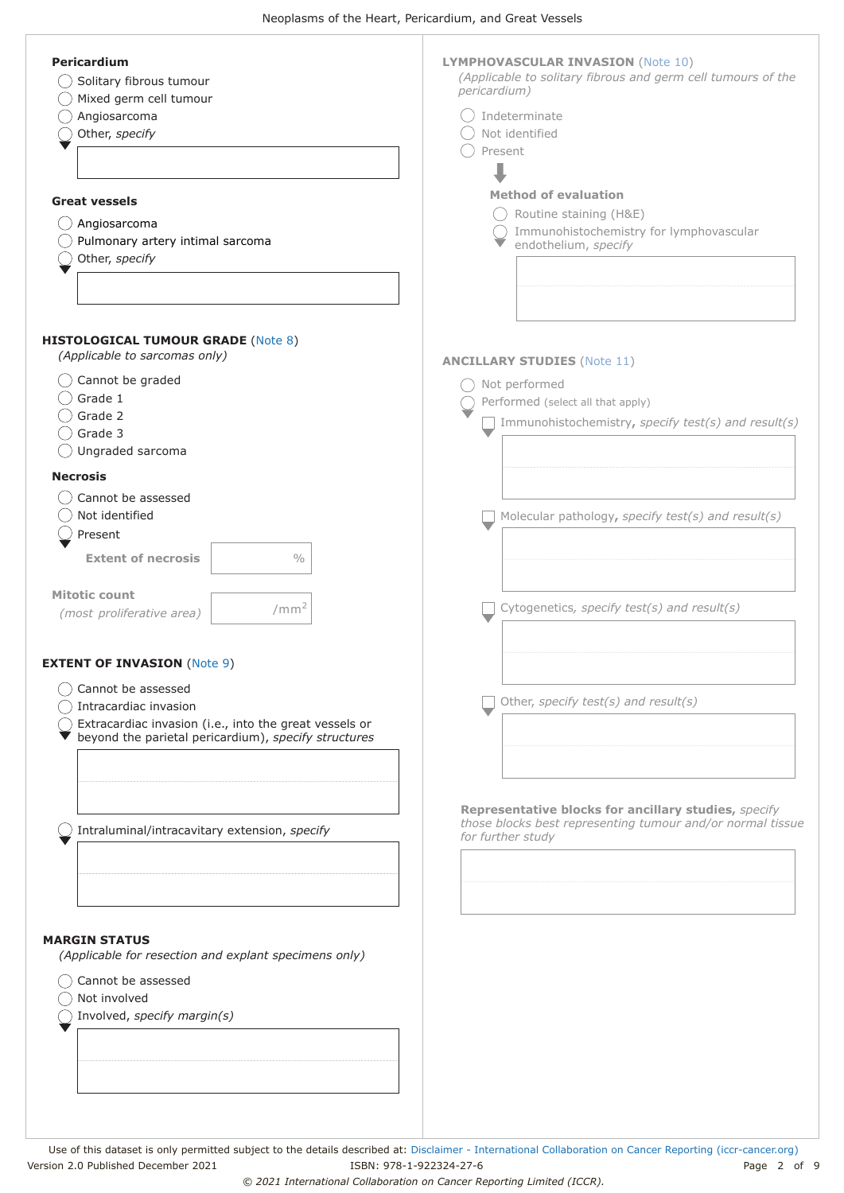**Pericardium**

- ◯ Solitary fibrous tumour
- ◯ Mixed germ cell tumour
- ◯ Angiosarcoma
- ◯ Other, *specify*

**Great vessels**

- ◯ Angiosarcoma
- ◯ Pulmonary artery intimal sarcoma
- ◯ Other, *specify*

## HISTOLOGICAL TUMOUR GRADE (Note 8)

*(Applicable to sarcomas only)*

- ◯ Cannot be graded
- ◯ Grade 1
- ◯ Grade 2
- ◯ Grade 3
- ◯ Ungraded sarcoma

**Necrosis**

- ◯ Cannot be assessed
- ◯ Not identified
- ◯ Present
  - **Extent of necrosis** ___ %

**Mitotic count** *(most proliferative area)* ___ /mm$^2$

## EXTENT OF INVASION (Note 9)

- ◯ Cannot be assessed
- ◯ Intracardiac invasion
- ◯ Extracardiac invasion (i.e., into the great vessels or beyond the parietal pericardium), *specify structures*
- ◯ Intraluminal/intracavitary extension, *specify*

## MARGIN STATUS

*(Applicable for resection and explant specimens only)*

- ◯ Cannot be assessed
- ◯ Not involved
- ◯ Involved, *specify margin(s)*

## LYMPHOVASCULAR INVASION (Note 10)

*(Applicable to solitary fibrous and germ cell tumours of the pericardium)*

- ◯ Indeterminate
- ◯ Not identified
- ◯ Present
  - **Method of evaluation**
    - ◯ Routine staining (H&E)
    - ◯ Immunohistochemistry for lymphovascular endothelium, *specify*

## ANCILLARY STUDIES (Note 11)

- ◯ Not performed
- ◯ Performed (select all that apply)
  - ☐ Immunohistochemistry, *specify test(s) and result(s)*
  - ☐ Molecular pathology, *specify test(s) and result(s)*
  - ☐ Cytogenetics, *specify test(s) and result(s)*
  - ☐ Other, *specify test(s) and result(s)*

**Representative blocks for ancillary studies,** *specify those blocks best representing tumour and/or normal tissue for further study*

Use of this dataset is only permitted subject to the details described at: Disclaimer - International Collaboration on Cancer Reporting (iccr-cancer.org)

Version 2.0 Published December 2021 ISBN: 978-1-922324-27-6

© 2021 International Collaboration on Cancer Reporting Limited (ICCR).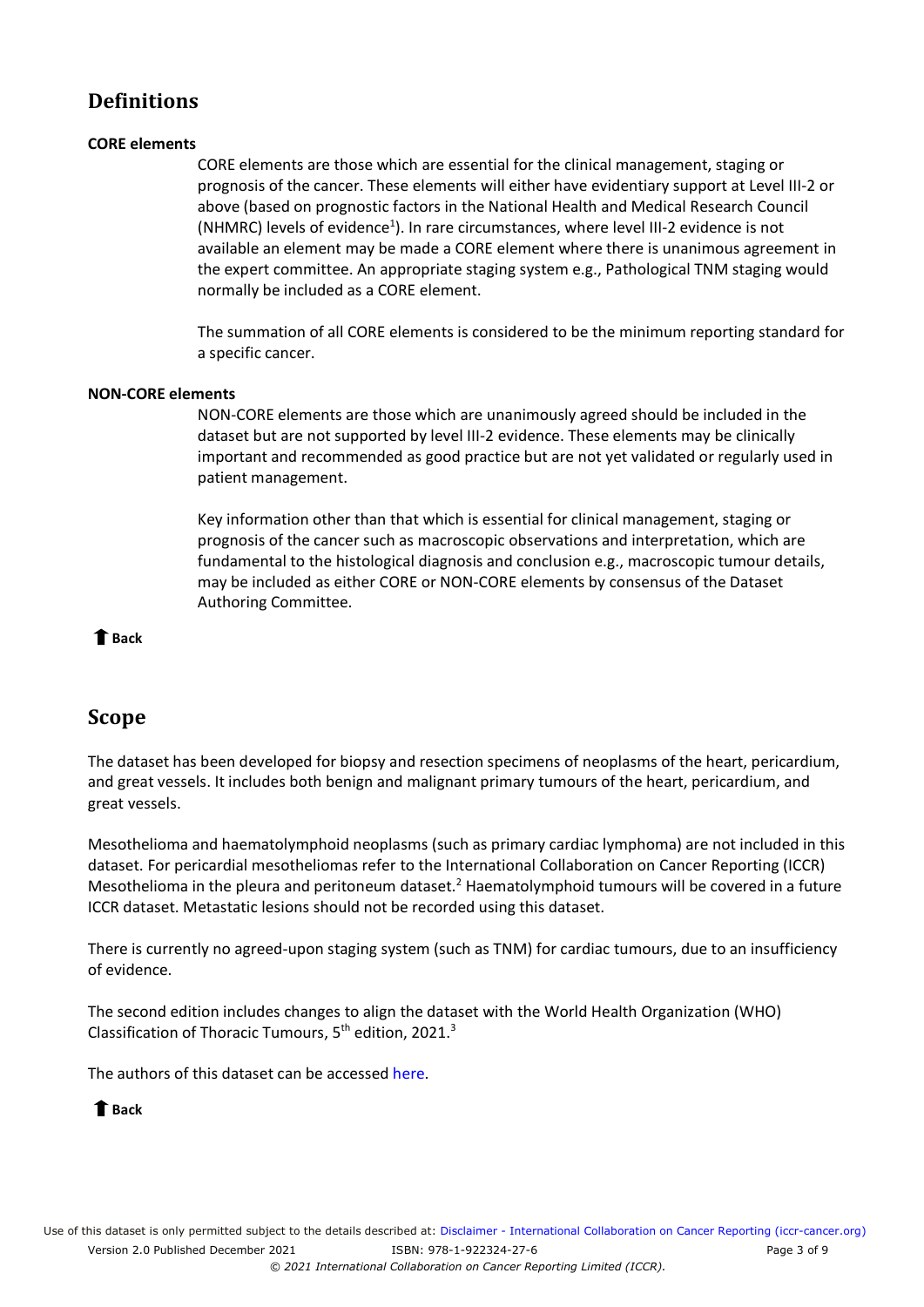## Definitions

**CORE elements**

CORE elements are those which are essential for the clinical management, staging or prognosis of the cancer. These elements will either have evidentiary support at Level III-2 or above (based on prognostic factors in the National Health and Medical Research Council (NHMRC) levels of evidence[1]). In rare circumstances, where level III-2 evidence is not available an element may be made a CORE element where there is unanimous agreement in the expert committee. An appropriate staging system e.g., Pathological TNM staging would normally be included as a CORE element.

The summation of all CORE elements is considered to be the minimum reporting standard for a specific cancer.

**NON-CORE elements**

NON-CORE elements are those which are unanimously agreed should be included in the dataset but are not supported by level III-2 evidence. These elements may be clinically important and recommended as good practice but are not yet validated or regularly used in patient management.

Key information other than that which is essential for clinical management, staging or prognosis of the cancer such as macroscopic observations and interpretation, which are fundamental to the histological diagnosis and conclusion e.g., macroscopic tumour details, may be included as either CORE or NON-CORE elements by consensus of the Dataset Authoring Committee.

**Back**

## Scope

The dataset has been developed for biopsy and resection specimens of neoplasms of the heart, pericardium, and great vessels. It includes both benign and malignant primary tumours of the heart, pericardium, and great vessels.

Mesothelioma and haematolymphoid neoplasms (such as primary cardiac lymphoma) are not included in this dataset. For pericardial mesotheliomas refer to the International Collaboration on Cancer Reporting (ICCR) Mesothelioma in the pleura and peritoneum dataset.[2] Haematolymphoid tumours will be covered in a future ICCR dataset. Metastatic lesions should not be recorded using this dataset.

There is currently no agreed-upon staging system (such as TNM) for cardiac tumours, due to an insufficiency of evidence.

The second edition includes changes to align the dataset with the World Health Organization (WHO) Classification of Thoracic Tumours, 5th edition, 2021.[3]

The authors of this dataset can be accessed here.

**Back**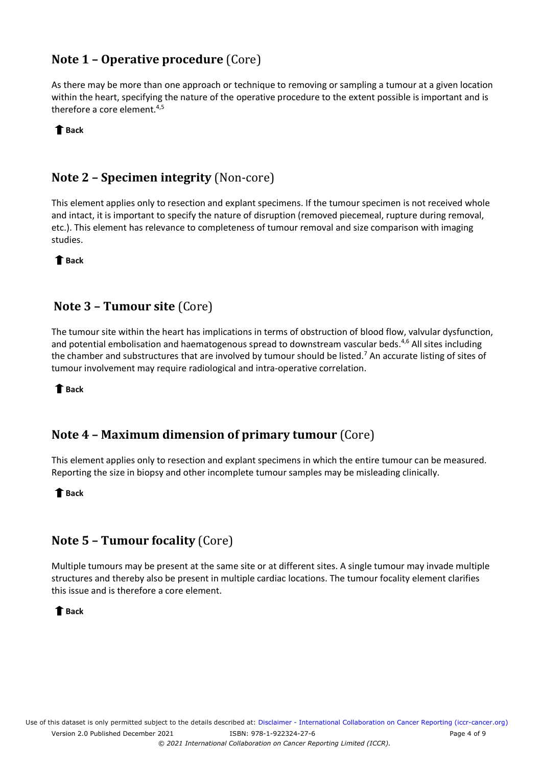## Note 1 – Operative procedure (Core)

As there may be more than one approach or technique to removing or sampling a tumour at a given location within the heart, specifying the nature of the operative procedure to the extent possible is important and is therefore a core element.[4,5]

Back

## Note 2 – Specimen integrity (Non-core)

This element applies only to resection and explant specimens. If the tumour specimen is not received whole and intact, it is important to specify the nature of disruption (removed piecemeal, rupture during removal, etc.). This element has relevance to completeness of tumour removal and size comparison with imaging studies.

Back

## Note 3 – Tumour site (Core)

The tumour site within the heart has implications in terms of obstruction of blood flow, valvular dysfunction, and potential embolisation and haematogenous spread to downstream vascular beds.[4,6] All sites including the chamber and substructures that are involved by tumour should be listed.[7] An accurate listing of sites of tumour involvement may require radiological and intra-operative correlation.

Back

## Note 4 – Maximum dimension of primary tumour (Core)

This element applies only to resection and explant specimens in which the entire tumour can be measured. Reporting the size in biopsy and other incomplete tumour samples may be misleading clinically.

Back

## Note 5 – Tumour focality (Core)

Multiple tumours may be present at the same site or at different sites. A single tumour may invade multiple structures and thereby also be present in multiple cardiac locations. The tumour focality element clarifies this issue and is therefore a core element.

Back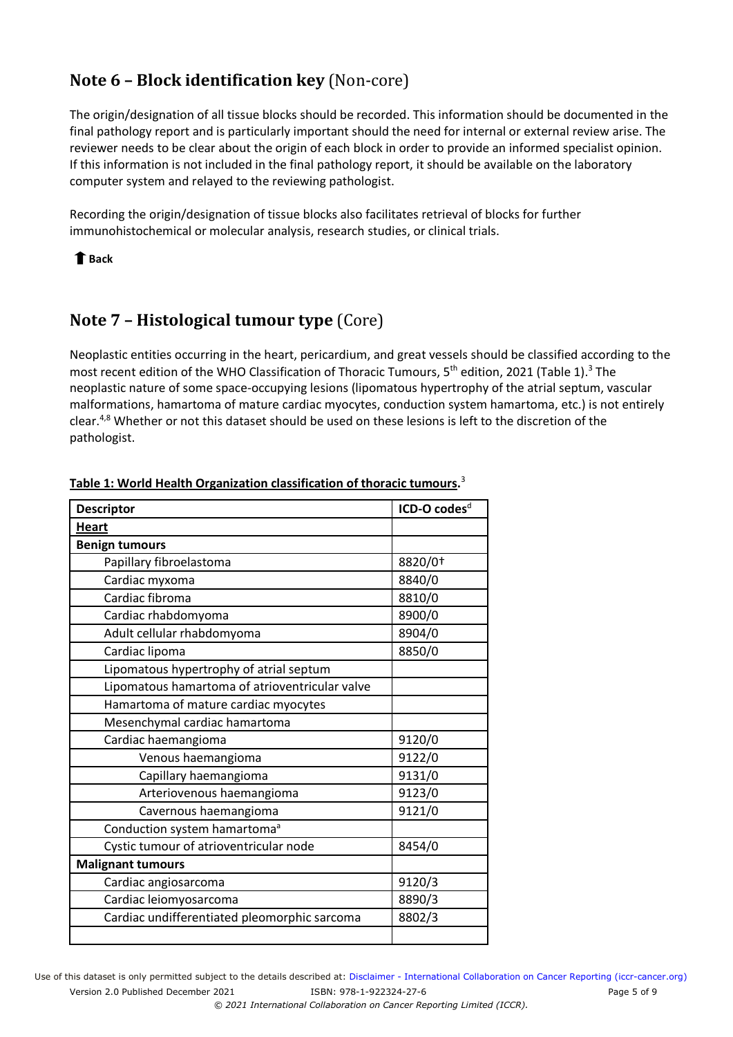## Note 6 – Block identification key (Non-core)

The origin/designation of all tissue blocks should be recorded. This information should be documented in the final pathology report and is particularly important should the need for internal or external review arise. The reviewer needs to be clear about the origin of each block in order to provide an informed specialist opinion. If this information is not included in the final pathology report, it should be available on the laboratory computer system and relayed to the reviewing pathologist.

Recording the origin/designation of tissue blocks also facilitates retrieval of blocks for further immunohistochemical or molecular analysis, research studies, or clinical trials.

**Back**

## Note 7 – Histological tumour type (Core)

Neoplastic entities occurring in the heart, pericardium, and great vessels should be classified according to the most recent edition of the WHO Classification of Thoracic Tumours, 5th edition, 2021 (Table 1).[3] The neoplastic nature of some space-occupying lesions (lipomatous hypertrophy of the atrial septum, vascular malformations, hamartoma of mature cardiac myocytes, conduction system hamartoma, etc.) is not entirely clear.[4,8] Whether or not this dataset should be used on these lesions is left to the discretion of the pathologist.

**Table 1: World Health Organization classification of thoracic tumours.**[3]

| Descriptor | ICD-O codes[d] |
|---|---|
| **Heart** | |
| **Benign tumours** | |
| Papillary fibroelastoma | 8820/0† |
| Cardiac myxoma | 8840/0 |
| Cardiac fibroma | 8810/0 |
| Cardiac rhabdomyoma | 8900/0 |
| Adult cellular rhabdomyoma | 8904/0 |
| Cardiac lipoma | 8850/0 |
| Lipomatous hypertrophy of atrial septum | |
| Lipomatous hamartoma of atrioventricular valve | |
| Hamartoma of mature cardiac myocytes | |
| Mesenchymal cardiac hamartoma | |
| Cardiac haemangioma | 9120/0 |
| Venous haemangioma | 9122/0 |
| Capillary haemangioma | 9131/0 |
| Arteriovenous haemangioma | 9123/0 |
| Cavernous haemangioma | 9121/0 |
| Conduction system hamartoma[a] | |
| Cystic tumour of atrioventricular node | 8454/0 |
| **Malignant tumours** | |
| Cardiac angiosarcoma | 9120/3 |
| Cardiac leiomyosarcoma | 8890/3 |
| Cardiac undifferentiated pleomorphic sarcoma | 8802/3 |
| | |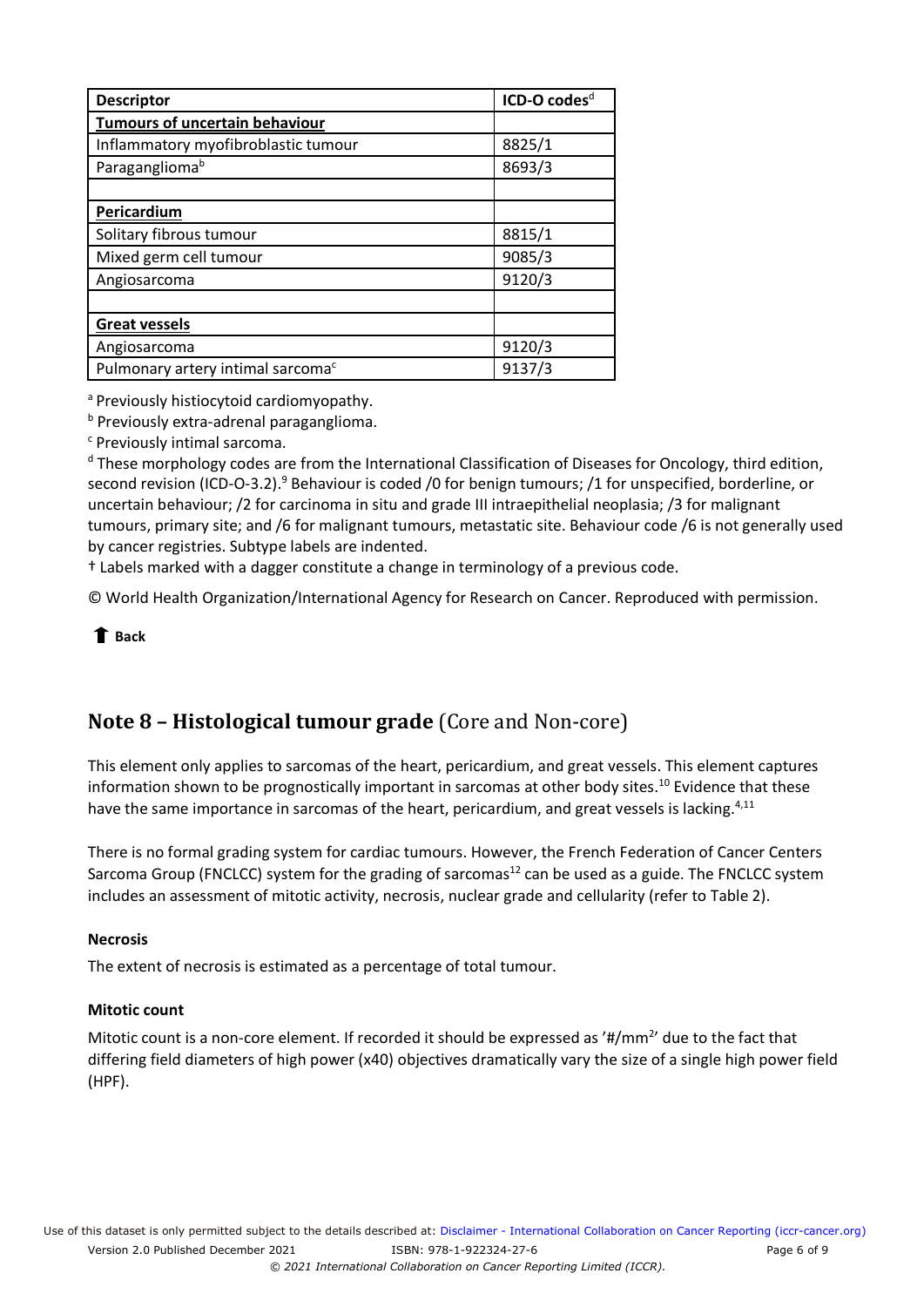| Descriptor | ICD-O codes[d] |
|---|---|
| **Tumours of uncertain behaviour** | |
| Inflammatory myofibroblastic tumour | 8825/1 |
| Paraganglioma[b] | 8693/3 |
| | |
| **Pericardium** | |
| Solitary fibrous tumour | 8815/1 |
| Mixed germ cell tumour | 9085/3 |
| Angiosarcoma | 9120/3 |
| | |
| **Great vessels** | |
| Angiosarcoma | 9120/3 |
| Pulmonary artery intimal sarcoma[c] | 9137/3 |

[a] Previously histiocytoid cardiomyopathy.

[b] Previously extra-adrenal paraganglioma.

[c] Previously intimal sarcoma.

[d] These morphology codes are from the International Classification of Diseases for Oncology, third edition, second revision (ICD-O-3.2).[9] Behaviour is coded /0 for benign tumours; /1 for unspecified, borderline, or uncertain behaviour; /2 for carcinoma in situ and grade III intraepithelial neoplasia; /3 for malignant tumours, primary site; and /6 for malignant tumours, metastatic site. Behaviour code /6 is not generally used by cancer registries. Subtype labels are indented.

† Labels marked with a dagger constitute a change in terminology of a previous code.

© World Health Organization/International Agency for Research on Cancer. Reproduced with permission.

**Back**

## Note 8 – Histological tumour grade (Core and Non-core)

This element only applies to sarcomas of the heart, pericardium, and great vessels. This element captures information shown to be prognostically important in sarcomas at other body sites.[10] Evidence that these have the same importance in sarcomas of the heart, pericardium, and great vessels is lacking.[4,11]

There is no formal grading system for cardiac tumours. However, the French Federation of Cancer Centers Sarcoma Group (FNCLCC) system for the grading of sarcomas[12] can be used as a guide. The FNCLCC system includes an assessment of mitotic activity, necrosis, nuclear grade and cellularity (refer to Table 2).

### Necrosis

The extent of necrosis is estimated as a percentage of total tumour.

### Mitotic count

Mitotic count is a non-core element. If recorded it should be expressed as '#/$mm^2$' due to the fact that differing field diameters of high power (x40) objectives dramatically vary the size of a single high power field (HPF).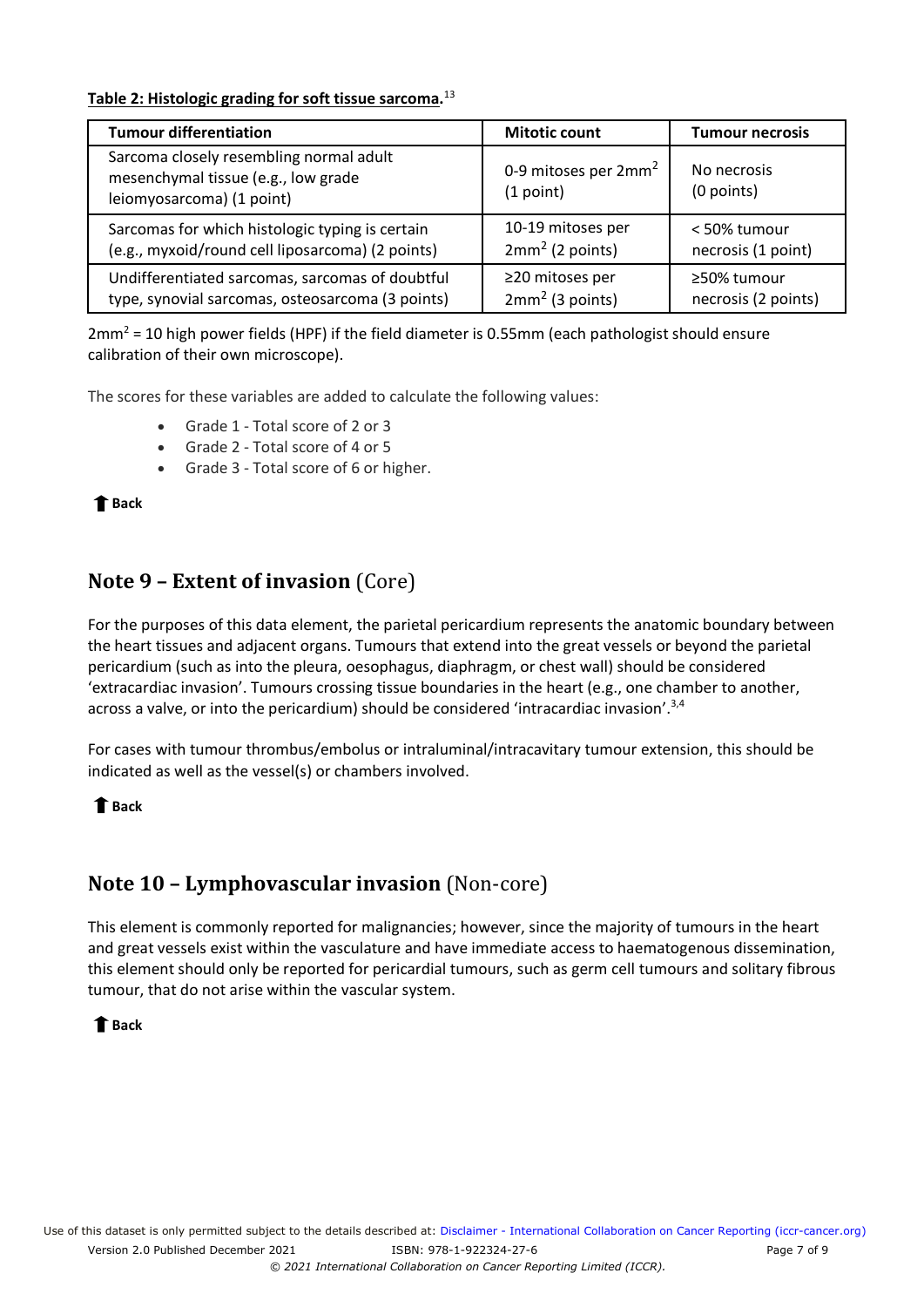**Table 2: Histologic grading for soft tissue sarcoma.**[13]

| Tumour differentiation | Mitotic count | Tumour necrosis |
|---|---|---|
| Sarcoma closely resembling normal adult mesenchymal tissue (e.g., low grade leiomyosarcoma) (1 point) | 0-9 mitoses per $2mm^2$ (1 point) | No necrosis (0 points) |
| Sarcomas for which histologic typing is certain (e.g., myxoid/round cell liposarcoma) (2 points) | 10-19 mitoses per $2mm^2$ (2 points) | < 50% tumour necrosis (1 point) |
| Undifferentiated sarcomas, sarcomas of doubtful type, synovial sarcomas, osteosarcoma (3 points) | ≥20 mitoses per $2mm^2$ (3 points) | ≥50% tumour necrosis (2 points) |

$2mm^2$ = 10 high power fields (HPF) if the field diameter is 0.55mm (each pathologist should ensure calibration of their own microscope).

The scores for these variables are added to calculate the following values:

- Grade 1 - Total score of 2 or 3
- Grade 2 - Total score of 4 or 5
- Grade 3 - Total score of 6 or higher.

**Back**

## Note 9 – Extent of invasion (Core)

For the purposes of this data element, the parietal pericardium represents the anatomic boundary between the heart tissues and adjacent organs. Tumours that extend into the great vessels or beyond the parietal pericardium (such as into the pleura, oesophagus, diaphragm, or chest wall) should be considered 'extracardiac invasion'. Tumours crossing tissue boundaries in the heart (e.g., one chamber to another, across a valve, or into the pericardium) should be considered 'intracardiac invasion'.[3,4]

For cases with tumour thrombus/embolus or intraluminal/intracavitary tumour extension, this should be indicated as well as the vessel(s) or chambers involved.

**Back**

## Note 10 – Lymphovascular invasion (Non-core)

This element is commonly reported for malignancies; however, since the majority of tumours in the heart and great vessels exist within the vasculature and have immediate access to haematogenous dissemination, this element should only be reported for pericardial tumours, such as germ cell tumours and solitary fibrous tumour, that do not arise within the vascular system.

**Back**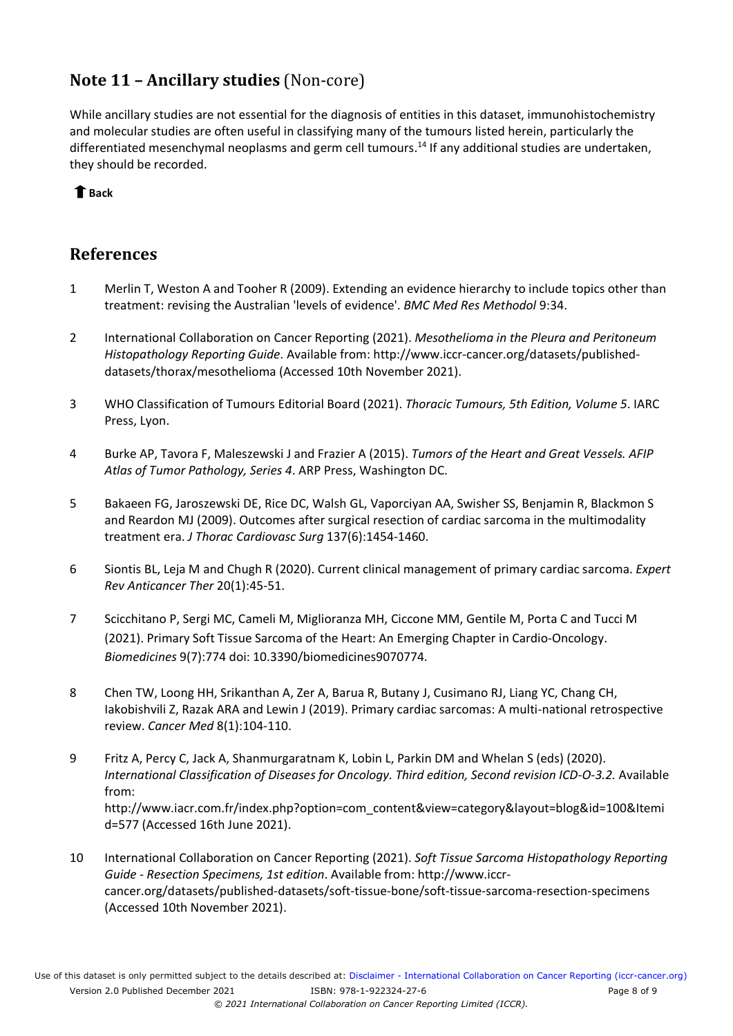## Note 11 – Ancillary studies (Non-core)

While ancillary studies are not essential for the diagnosis of entities in this dataset, immunohistochemistry and molecular studies are often useful in classifying many of the tumours listed herein, particularly the differentiated mesenchymal neoplasms and germ cell tumours.[14] If any additional studies are undertaken, they should be recorded.

**Back**

## References

1. Merlin T, Weston A and Tooher R (2009). Extending an evidence hierarchy to include topics other than treatment: revising the Australian 'levels of evidence'. *BMC Med Res Methodol* 9:34.

2. International Collaboration on Cancer Reporting (2021). *Mesothelioma in the Pleura and Peritoneum Histopathology Reporting Guide*. Available from: http://www.iccr-cancer.org/datasets/published-datasets/thorax/mesothelioma (Accessed 10th November 2021).

3. WHO Classification of Tumours Editorial Board (2021). *Thoracic Tumours, 5th Edition, Volume 5*. IARC Press, Lyon.

4. Burke AP, Tavora F, Maleszewski J and Frazier A (2015). *Tumors of the Heart and Great Vessels. AFIP Atlas of Tumor Pathology, Series 4*. ARP Press, Washington DC.

5. Bakaeen FG, Jaroszewski DE, Rice DC, Walsh GL, Vaporciyan AA, Swisher SS, Benjamin R, Blackmon S and Reardon MJ (2009). Outcomes after surgical resection of cardiac sarcoma in the multimodality treatment era. *J Thorac Cardiovasc Surg* 137(6):1454-1460.

6. Siontis BL, Leja M and Chugh R (2020). Current clinical management of primary cardiac sarcoma. *Expert Rev Anticancer Ther* 20(1):45-51.

7. Scicchitano P, Sergi MC, Cameli M, Miglioranza MH, Ciccone MM, Gentile M, Porta C and Tucci M (2021). Primary Soft Tissue Sarcoma of the Heart: An Emerging Chapter in Cardio-Oncology. *Biomedicines* 9(7):774 doi: 10.3390/biomedicines9070774.

8. Chen TW, Loong HH, Srikanthan A, Zer A, Barua R, Butany J, Cusimano RJ, Liang YC, Chang CH, Iakobishvili Z, Razak ARA and Lewin J (2019). Primary cardiac sarcomas: A multi-national retrospective review. *Cancer Med* 8(1):104-110.

9. Fritz A, Percy C, Jack A, Shanmurgaratnam K, Lobin L, Parkin DM and Whelan S (eds) (2020). *International Classification of Diseases for Oncology. Third edition, Second revision ICD-O-3.2.* Available from: http://www.iacr.com.fr/index.php?option=com_content&view=category&layout=blog&id=100&Itemid=577 (Accessed 16th June 2021).

10. International Collaboration on Cancer Reporting (2021). *Soft Tissue Sarcoma Histopathology Reporting Guide - Resection Specimens, 1st edition*. Available from: http://www.iccr-cancer.org/datasets/published-datasets/soft-tissue-bone/soft-tissue-sarcoma-resection-specimens (Accessed 10th November 2021).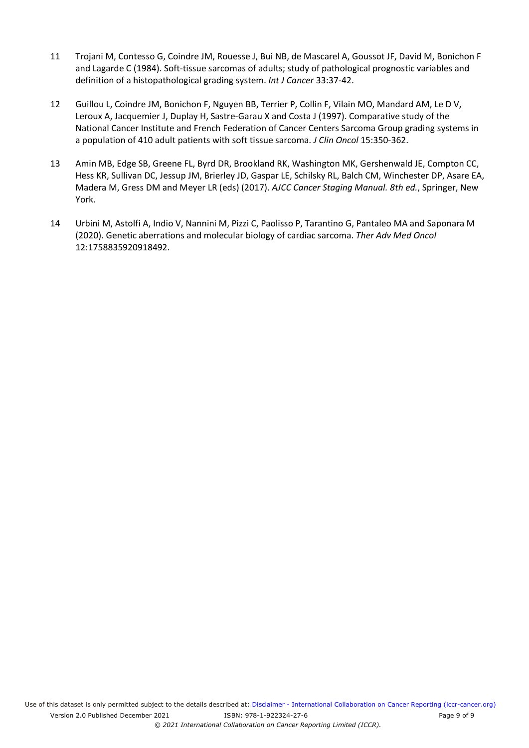11 Trojani M, Contesso G, Coindre JM, Rouesse J, Bui NB, de Mascarel A, Goussot JF, David M, Bonichon F and Lagarde C (1984). Soft-tissue sarcomas of adults; study of pathological prognostic variables and definition of a histopathological grading system. *Int J Cancer* 33:37-42.

12 Guillou L, Coindre JM, Bonichon F, Nguyen BB, Terrier P, Collin F, Vilain MO, Mandard AM, Le D V, Leroux A, Jacquemier J, Duplay H, Sastre-Garau X and Costa J (1997). Comparative study of the National Cancer Institute and French Federation of Cancer Centers Sarcoma Group grading systems in a population of 410 adult patients with soft tissue sarcoma. *J Clin Oncol* 15:350-362.

13 Amin MB, Edge SB, Greene FL, Byrd DR, Brookland RK, Washington MK, Gershenwald JE, Compton CC, Hess KR, Sullivan DC, Jessup JM, Brierley JD, Gaspar LE, Schilsky RL, Balch CM, Winchester DP, Asare EA, Madera M, Gress DM and Meyer LR (eds) (2017). *AJCC Cancer Staging Manual. 8th ed.*, Springer, New York.

14 Urbini M, Astolfi A, Indio V, Nannini M, Pizzi C, Paolisso P, Tarantino G, Pantaleo MA and Saponara M (2020). Genetic aberrations and molecular biology of cardiac sarcoma. *Ther Adv Med Oncol* 12:1758835920918492.